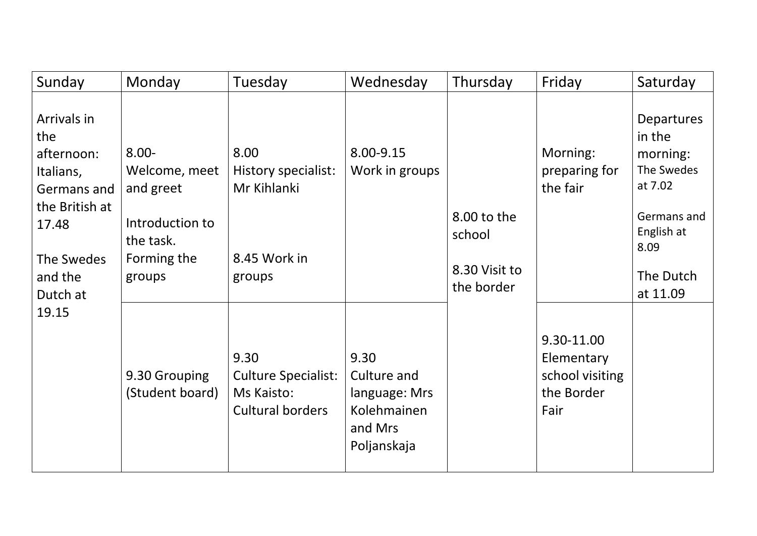| Sunday | Monday | Tuesday | Wednesday | Thursday | Friday | Saturday |
|---|---|---|---|---|---|---|
| Arrivals in the afternoon: Italians, Germans and the British at 17.48<br><br>The Swedes and the Dutch at 19.15 | 8.00- Welcome, meet and greet<br><br>Introduction to the task. Forming the groups | 8.00 History specialist: Mr Kihlanki<br><br>8.45 Work in groups | 8.00-9.15 Work in groups | 8.00 to the school<br><br>8.30 Visit to the border | Morning: preparing for the fair | Departures in the morning: The Swedes at 7.02<br><br>Germans and English at 8.09<br><br>The Dutch at 11.09 |
| | 9.30 Grouping (Student board) | 9.30 Culture Specialist: Ms Kaisto: Cultural borders | 9.30 Culture and language: Mrs Kolehmainen and Mrs Poljanskaja | | 9.30-11.00 Elementary school visiting the Border Fair | |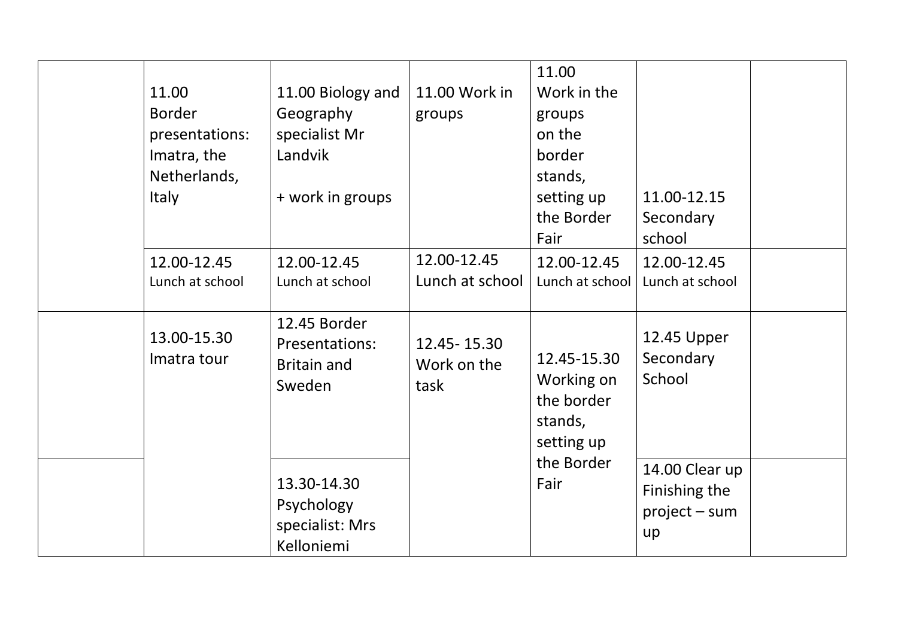| | | | | | | |
|---|---|---|---|---|---|---|
| | 11.00 Border presentations: Imatra, the Netherlands, Italy | 11.00 Biology and Geography specialist Mr Landvik<br><br>+ work in groups | 11.00 Work in groups | 11.00 Work in the groups on the border stands, setting up the Border Fair | 11.00-12.15 Secondary school | |
| | 12.00-12.45 Lunch at school | 12.00-12.45 Lunch at school | 12.00-12.45 Lunch at school | 12.00-12.45 Lunch at school | 12.00-12.45 Lunch at school | |
| | 13.00-15.30 Imatra tour | 12.45 Border Presentations: Britain and Sweden | 12.45- 15.30 Work on the task | 12.45-15.30 Working on the border stands, setting up the Border Fair | 12.45 Upper Secondary School | |
| | | 13.30-14.30 Psychology specialist: Mrs Kelloniemi | | | 14.00 Clear up Finishing the project – sum up | |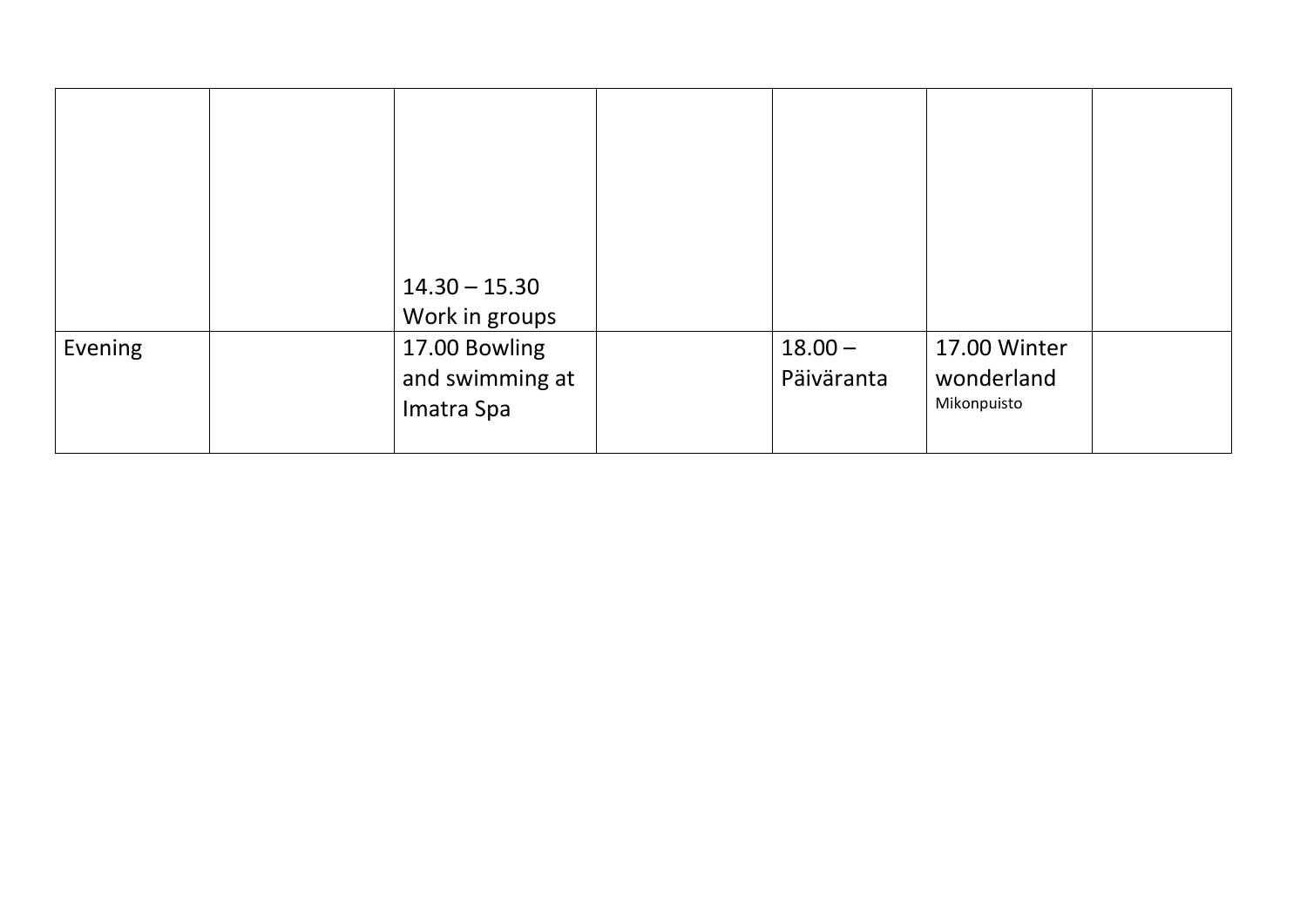| | | | | | | |
|---|---|---|---|---|---|---|
| | | 14.30 – 15.30 Work in groups | | | | |
| Evening | | 17.00 Bowling and swimming at Imatra Spa | | 18.00 – Päiväranta | 17.00 Winter wonderland Mikonpuisto | |